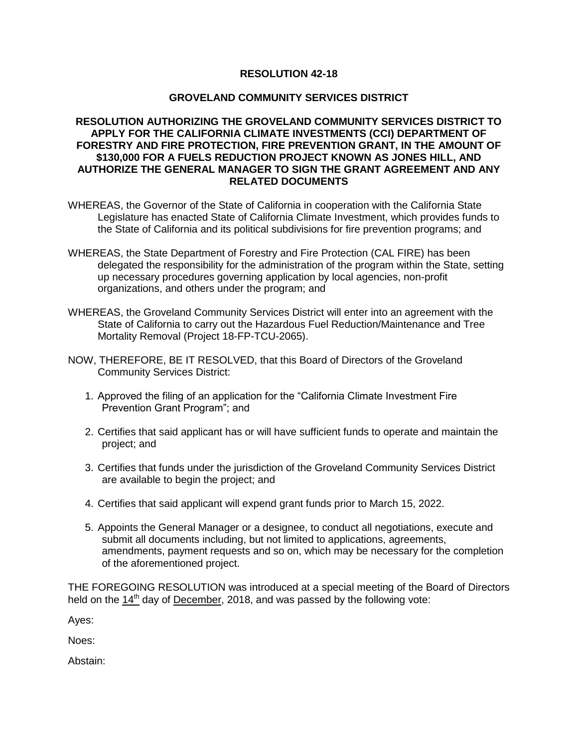# RESOLUTION 42-18

## GROVELAND COMMUNITY SERVICES DISTRICT

### RESOLUTION AUTHORIZING THE GROVELAND COMMUNITY SERVICES DISTRICT TO APPLY FOR THE CALIFORNIA CLIMATE INVESTMENTS (CCI) DEPARTMENT OF FORESTRY AND FIRE PROTECTION, FIRE PREVENTION GRANT, IN THE AMOUNT OF $130,000 FOR A FUELS REDUCTION PROJECT KNOWN AS JONES HILL, AND AUTHORIZE THE GENERAL MANAGER TO SIGN THE GRANT AGREEMENT AND ANY RELATED DOCUMENTS

WHEREAS, the Governor of the State of California in cooperation with the California State Legislature has enacted State of California Climate Investment, which provides funds to the State of California and its political subdivisions for fire prevention programs; and

WHEREAS, the State Department of Forestry and Fire Protection (CAL FIRE) has been delegated the responsibility for the administration of the program within the State, setting up necessary procedures governing application by local agencies, non-profit organizations, and others under the program; and

WHEREAS, the Groveland Community Services District will enter into an agreement with the State of California to carry out the Hazardous Fuel Reduction/Maintenance and Tree Mortality Removal (Project 18-FP-TCU-2065).

NOW, THEREFORE, BE IT RESOLVED, that this Board of Directors of the Groveland Community Services District:

1. Approved the filing of an application for the "California Climate Investment Fire Prevention Grant Program"; and
2. Certifies that said applicant has or will have sufficient funds to operate and maintain the project; and
3. Certifies that funds under the jurisdiction of the Groveland Community Services District are available to begin the project; and
4. Certifies that said applicant will expend grant funds prior to March 15, 2022.
5. Appoints the General Manager or a designee, to conduct all negotiations, execute and submit all documents including, but not limited to applications, agreements, amendments, payment requests and so on, which may be necessary for the completion of the aforementioned project.

THE FOREGOING RESOLUTION was introduced at a special meeting of the Board of Directors held on the 14th day of December, 2018, and was passed by the following vote:

Ayes:

Noes:

Abstain: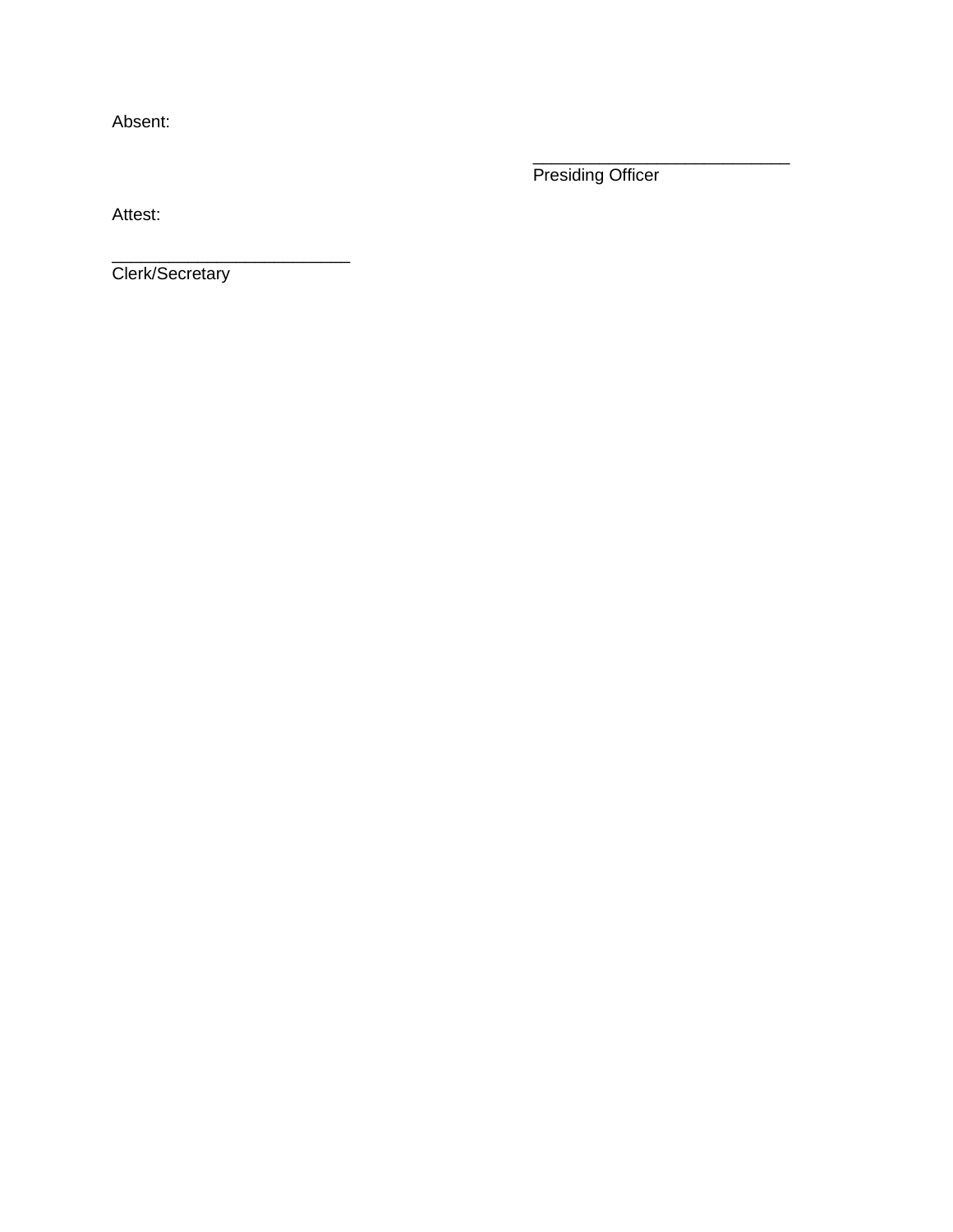Absent:

\_\_\_\_\_\_\_\_\_\_\_\_\_\_\_\_\_\_\_\_\_\_\_\_\_\_\_
Presiding Officer

Attest:

\_\_\_\_\_\_\_\_\_\_\_\_\_\_\_\_\_\_\_\_\_\_\_\_\_
Clerk/Secretary